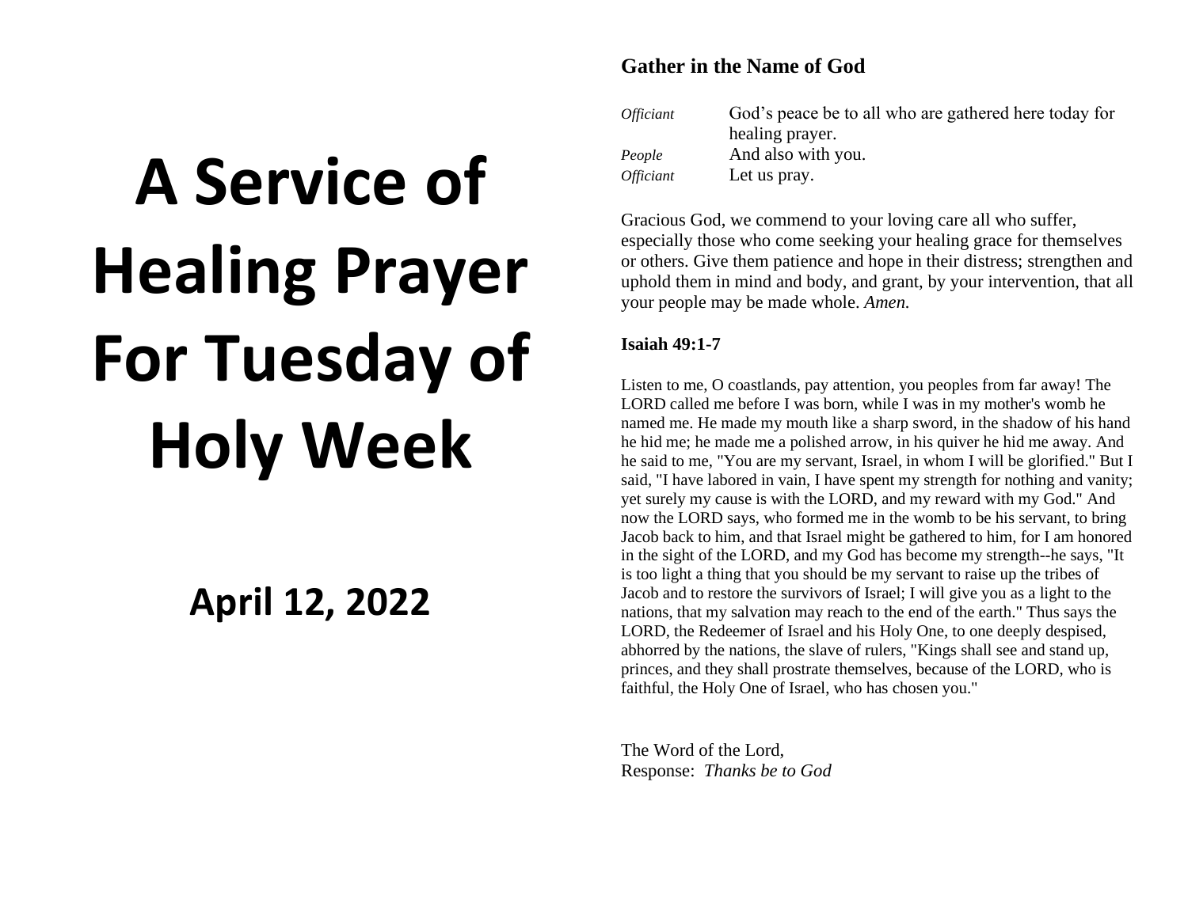# A Service of Healing Prayer For Tuesday of Holy Week

## April 12, 2022

**Gather in the Name of God**

*Officiant* God's peace be to all who are gathered here today for healing prayer.
*People* And also with you.
*Officiant* Let us pray.

Gracious God, we commend to your loving care all who suffer, especially those who come seeking your healing grace for themselves or others. Give them patience and hope in their distress; strengthen and uphold them in mind and body, and grant, by your intervention, that all your people may be made whole. *Amen.*

**Isaiah 49:1-7**

Listen to me, O coastlands, pay attention, you peoples from far away! The LORD called me before I was born, while I was in my mother's womb he named me. He made my mouth like a sharp sword, in the shadow of his hand he hid me; he made me a polished arrow, in his quiver he hid me away. And he said to me, "You are my servant, Israel, in whom I will be glorified." But I said, "I have labored in vain, I have spent my strength for nothing and vanity; yet surely my cause is with the LORD, and my reward with my God." And now the LORD says, who formed me in the womb to be his servant, to bring Jacob back to him, and that Israel might be gathered to him, for I am honored in the sight of the LORD, and my God has become my strength--he says, "It is too light a thing that you should be my servant to raise up the tribes of Jacob and to restore the survivors of Israel; I will give you as a light to the nations, that my salvation may reach to the end of the earth." Thus says the LORD, the Redeemer of Israel and his Holy One, to one deeply despised, abhorred by the nations, the slave of rulers, "Kings shall see and stand up, princes, and they shall prostrate themselves, because of the LORD, who is faithful, the Holy One of Israel, who has chosen you."

The Word of the Lord,
Response: *Thanks be to God*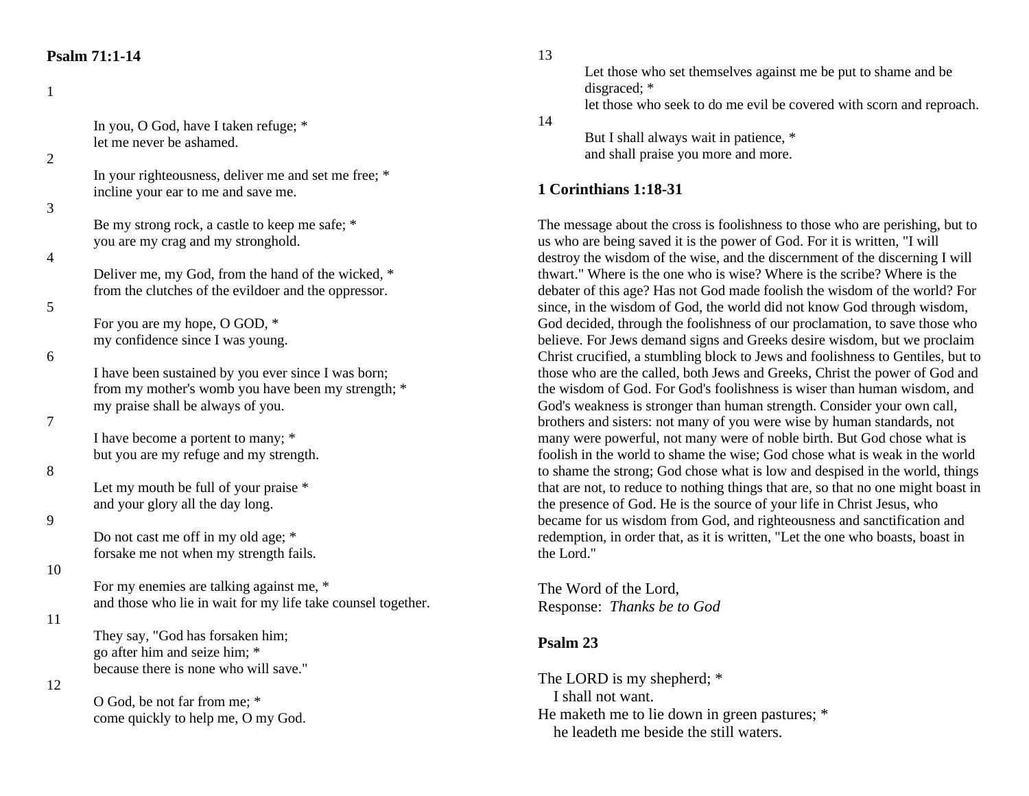**Psalm 71:1-14**

1

In you, O God, have I taken refuge; *
let me never be ashamed.

2

In your righteousness, deliver me and set me free; *
incline your ear to me and save me.

3

Be my strong rock, a castle to keep me safe; *
you are my crag and my stronghold.

4

Deliver me, my God, from the hand of the wicked, *
from the clutches of the evildoer and the oppressor.

5

For you are my hope, O GOD, *
my confidence since I was young.

6

I have been sustained by you ever since I was born;
from my mother's womb you have been my strength; *
my praise shall be always of you.

7

I have become a portent to many; *
but you are my refuge and my strength.

8

Let my mouth be full of your praise *
and your glory all the day long.

9

Do not cast me off in my old age; *
forsake me not when my strength fails.

10

For my enemies are talking against me, *
and those who lie in wait for my life take counsel together.

11

They say, "God has forsaken him;
go after him and seize him; *
because there is none who will save."

12

O God, be not far from me; *
come quickly to help me, O my God.

13

Let those who set themselves against me be put to shame and be disgraced; *
let those who seek to do me evil be covered with scorn and reproach.

14

But I shall always wait in patience, *
and shall praise you more and more.

**1 Corinthians 1:18-31**

The message about the cross is foolishness to those who are perishing, but to us who are being saved it is the power of God. For it is written, "I will destroy the wisdom of the wise, and the discernment of the discerning I will thwart." Where is the one who is wise? Where is the scribe? Where is the debater of this age? Has not God made foolish the wisdom of the world? For since, in the wisdom of God, the world did not know God through wisdom, God decided, through the foolishness of our proclamation, to save those who believe. For Jews demand signs and Greeks desire wisdom, but we proclaim Christ crucified, a stumbling block to Jews and foolishness to Gentiles, but to those who are the called, both Jews and Greeks, Christ the power of God and the wisdom of God. For God's foolishness is wiser than human wisdom, and God's weakness is stronger than human strength. Consider your own call, brothers and sisters: not many of you were wise by human standards, not many were powerful, not many were of noble birth. But God chose what is foolish in the world to shame the wise; God chose what is weak in the world to shame the strong; God chose what is low and despised in the world, things that are not, to reduce to nothing things that are, so that no one might boast in the presence of God. He is the source of your life in Christ Jesus, who became for us wisdom from God, and righteousness and sanctification and redemption, in order that, as it is written, "Let the one who boasts, boast in the Lord."

The Word of the Lord,
Response: *Thanks be to God*

**Psalm 23**

The LORD is my shepherd; *
I shall not want.
He maketh me to lie down in green pastures; *
he leadeth me beside the still waters.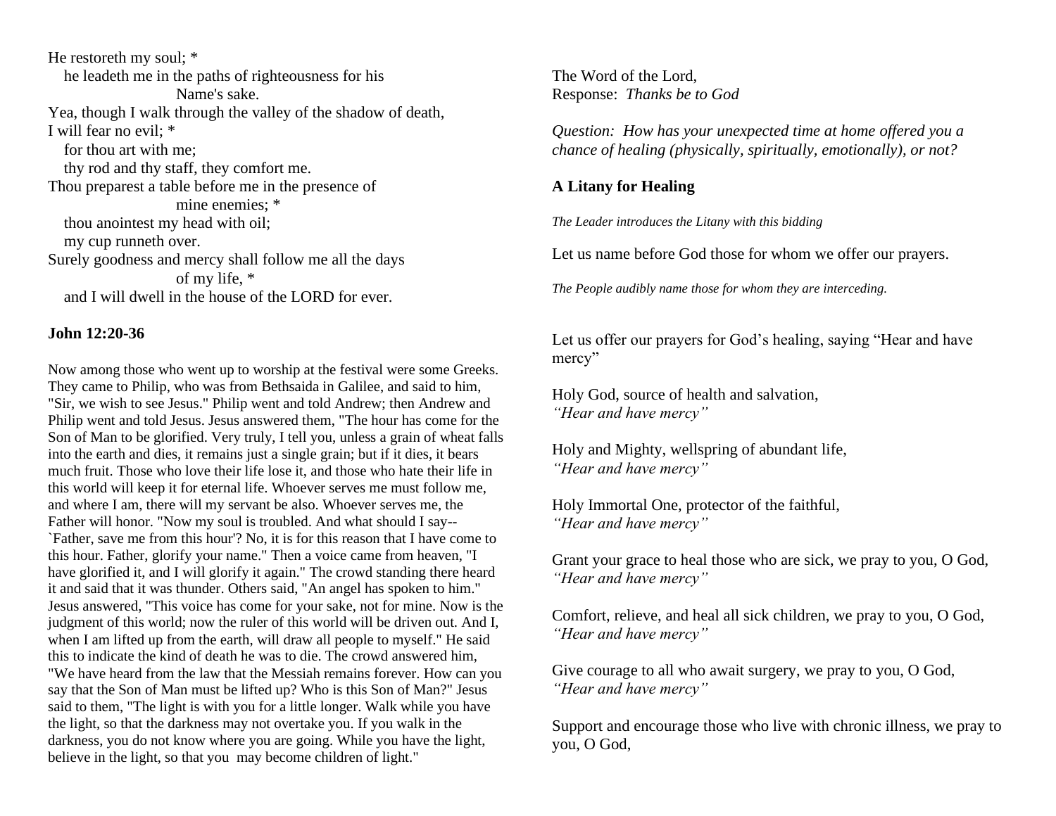He restoreth my soul; *
he leadeth me in the paths of righteousness for his Name's sake.
Yea, though I walk through the valley of the shadow of death,
I will fear no evil; *
for thou art with me;
thy rod and thy staff, they comfort me.
Thou preparest a table before me in the presence of mine enemies; *
thou anointest my head with oil;
my cup runneth over.
Surely goodness and mercy shall follow me all the days of my life, *
and I will dwell in the house of the LORD for ever.

**John 12:20-36**

Now among those who went up to worship at the festival were some Greeks. They came to Philip, who was from Bethsaida in Galilee, and said to him, "Sir, we wish to see Jesus." Philip went and told Andrew; then Andrew and Philip went and told Jesus. Jesus answered them, "The hour has come for the Son of Man to be glorified. Very truly, I tell you, unless a grain of wheat falls into the earth and dies, it remains just a single grain; but if it dies, it bears much fruit. Those who love their life lose it, and those who hate their life in this world will keep it for eternal life. Whoever serves me must follow me, and where I am, there will my servant be also. Whoever serves me, the Father will honor. "Now my soul is troubled. And what should I say-- `Father, save me from this hour'? No, it is for this reason that I have come to this hour. Father, glorify your name." Then a voice came from heaven, "I have glorified it, and I will glorify it again." The crowd standing there heard it and said that it was thunder. Others said, "An angel has spoken to him." Jesus answered, "This voice has come for your sake, not for mine. Now is the judgment of this world; now the ruler of this world will be driven out. And I, when I am lifted up from the earth, will draw all people to myself." He said this to indicate the kind of death he was to die. The crowd answered him, "We have heard from the law that the Messiah remains forever. How can you say that the Son of Man must be lifted up? Who is this Son of Man?" Jesus said to them, "The light is with you for a little longer. Walk while you have the light, so that the darkness may not overtake you. If you walk in the darkness, you do not know where you are going. While you have the light, believe in the light, so that you may become children of light."

The Word of the Lord,
Response: *Thanks be to God*

*Question: How has your unexpected time at home offered you a chance of healing (physically, spiritually, emotionally), or not?*

**A Litany for Healing**

*The Leader introduces the Litany with this bidding*

Let us name before God those for whom we offer our prayers.

*The People audibly name those for whom they are interceding.*

Let us offer our prayers for God's healing, saying "Hear and have mercy"

Holy God, source of health and salvation,
*"Hear and have mercy"*

Holy and Mighty, wellspring of abundant life,
*"Hear and have mercy"*

Holy Immortal One, protector of the faithful,
*"Hear and have mercy"*

Grant your grace to heal those who are sick, we pray to you, O God,
*"Hear and have mercy"*

Comfort, relieve, and heal all sick children, we pray to you, O God,
*"Hear and have mercy"*

Give courage to all who await surgery, we pray to you, O God,
*"Hear and have mercy"*

Support and encourage those who live with chronic illness, we pray to you, O God,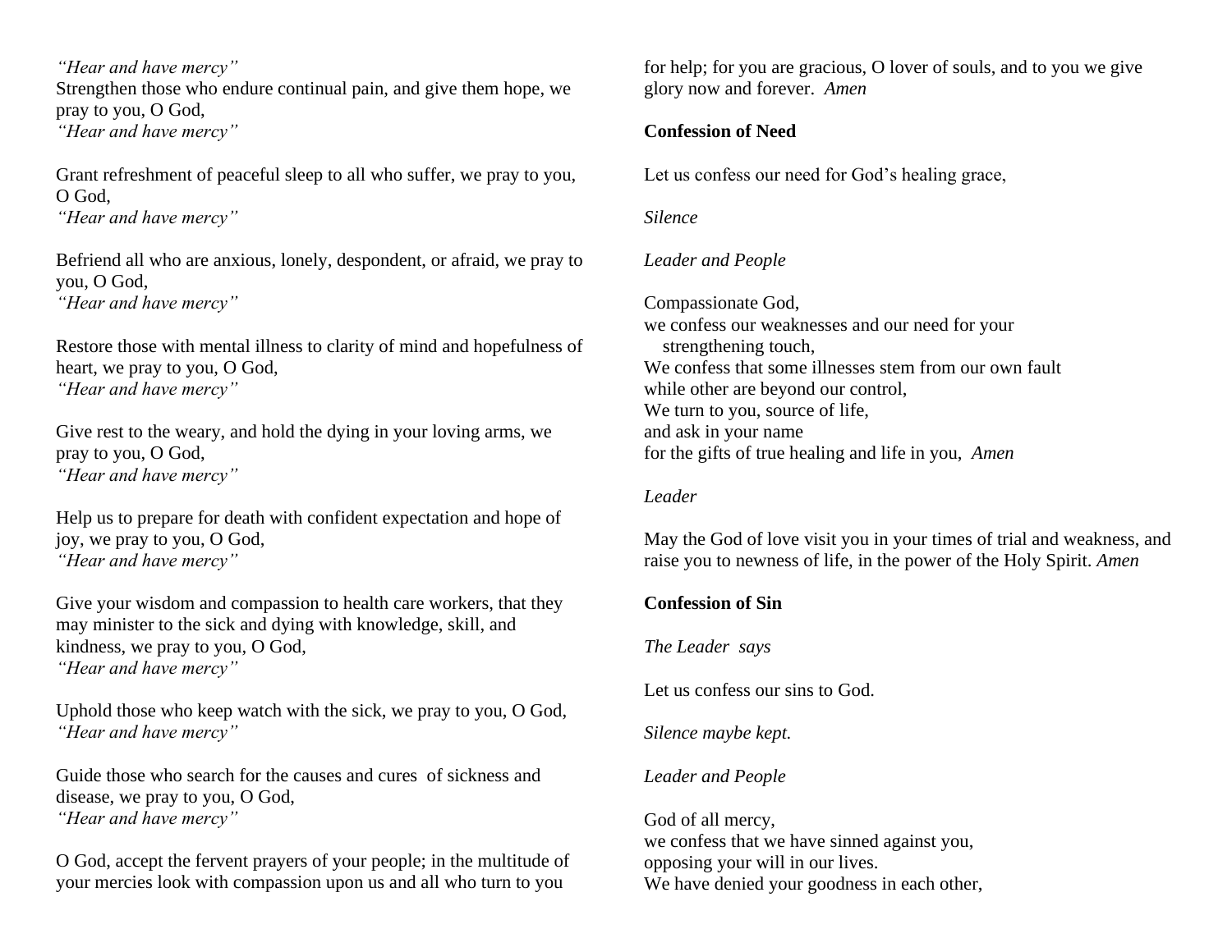*"Hear and have mercy"*
Strengthen those who endure continual pain, and give them hope, we pray to you, O God,
*"Hear and have mercy"*

Grant refreshment of peaceful sleep to all who suffer, we pray to you, O God,
*"Hear and have mercy"*

Befriend all who are anxious, lonely, despondent, or afraid, we pray to you, O God,
*"Hear and have mercy"*

Restore those with mental illness to clarity of mind and hopefulness of heart, we pray to you, O God,
*"Hear and have mercy"*

Give rest to the weary, and hold the dying in your loving arms, we pray to you, O God,
*"Hear and have mercy"*

Help us to prepare for death with confident expectation and hope of joy, we pray to you, O God,
*"Hear and have mercy"*

Give your wisdom and compassion to health care workers, that they may minister to the sick and dying with knowledge, skill, and kindness, we pray to you, O God,
*"Hear and have mercy"*

Uphold those who keep watch with the sick, we pray to you, O God,
*"Hear and have mercy"*

Guide those who search for the causes and cures of sickness and disease, we pray to you, O God,
*"Hear and have mercy"*

O God, accept the fervent prayers of your people; in the multitude of your mercies look with compassion upon us and all who turn to you for help; for you are gracious, O lover of souls, and to you we give glory now and forever. *Amen*

**Confession of Need**

Let us confess our need for God's healing grace,

*Silence*

*Leader and People*

Compassionate God,
we confess our weaknesses and our need for your
strengthening touch,
We confess that some illnesses stem from our own fault
while other are beyond our control,
We turn to you, source of life,
and ask in your name
for the gifts of true healing and life in you, *Amen*

*Leader*

May the God of love visit you in your times of trial and weakness, and raise you to newness of life, in the power of the Holy Spirit. *Amen*

**Confession of Sin**

*The Leader says*

Let us confess our sins to God.

*Silence maybe kept.*

*Leader and People*

God of all mercy,
we confess that we have sinned against you,
opposing your will in our lives.
We have denied your goodness in each other,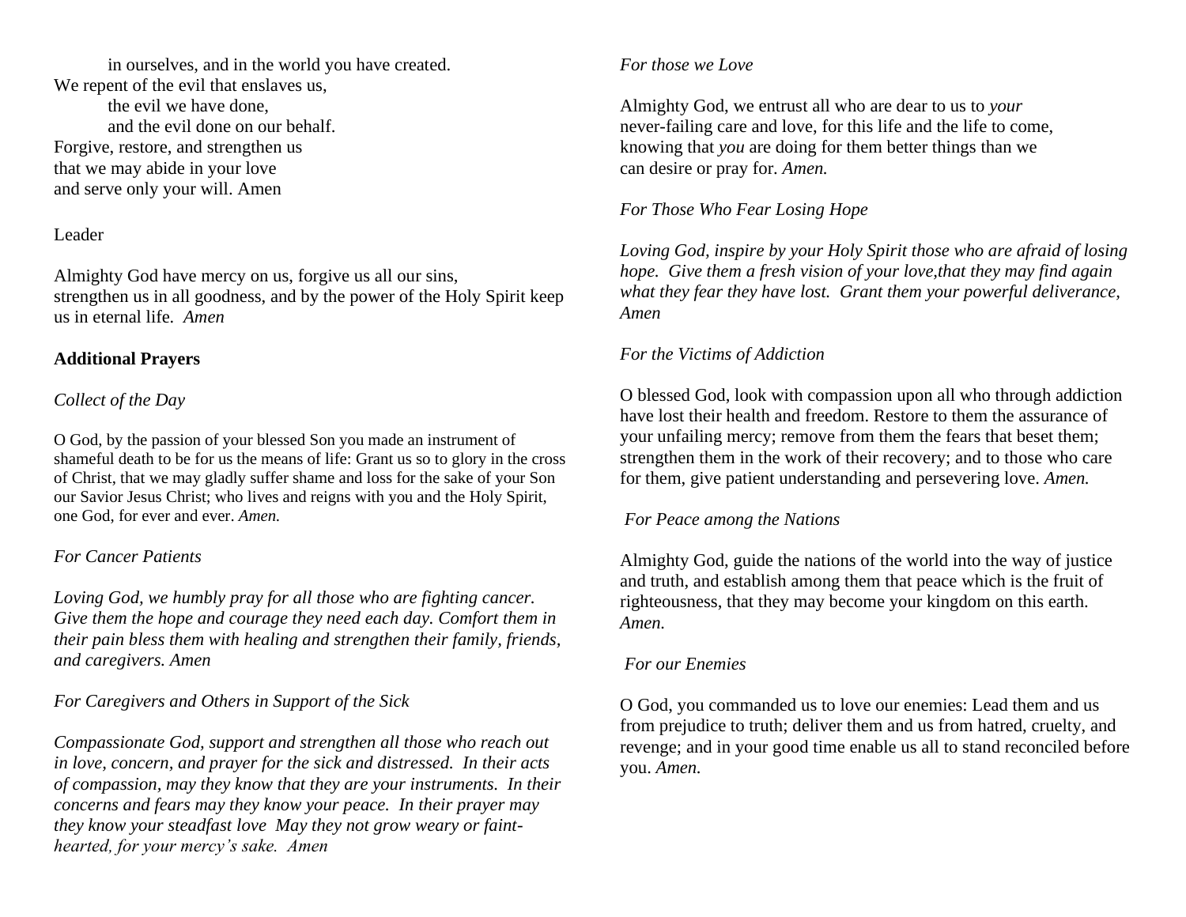in ourselves, and in the world you have created.
We repent of the evil that enslaves us,
the evil we have done,
and the evil done on our behalf.
Forgive, restore, and strengthen us
that we may abide in your love
and serve only your will. Amen

Leader

Almighty God have mercy on us, forgive us all our sins, strengthen us in all goodness, and by the power of the Holy Spirit keep us in eternal life. *Amen*

**Additional Prayers**

*Collect of the Day*

O God, by the passion of your blessed Son you made an instrument of shameful death to be for us the means of life: Grant us so to glory in the cross of Christ, that we may gladly suffer shame and loss for the sake of your Son our Savior Jesus Christ; who lives and reigns with you and the Holy Spirit, one God, for ever and ever. *Amen.*

*For Cancer Patients*

*Loving God, we humbly pray for all those who are fighting cancer. Give them the hope and courage they need each day. Comfort them in their pain bless them with healing and strengthen their family, friends, and caregivers. Amen*

*For Caregivers and Others in Support of the Sick*

*Compassionate God, support and strengthen all those who reach out in love, concern, and prayer for the sick and distressed. In their acts of compassion, may they know that they are your instruments. In their concerns and fears may they know your peace. In their prayer may they know your steadfast love May they not grow weary or faint-hearted, for your mercy's sake. Amen*

*For those we Love*

Almighty God, we entrust all who are dear to us to *your* never-failing care and love, for this life and the life to come, knowing that *you* are doing for them better things than we can desire or pray for. *Amen.*

*For Those Who Fear Losing Hope*

*Loving God, inspire by your Holy Spirit those who are afraid of losing hope. Give them a fresh vision of your love,that they may find again what they fear they have lost. Grant them your powerful deliverance, Amen*

*For the Victims of Addiction*

O blessed God, look with compassion upon all who through addiction have lost their health and freedom. Restore to them the assurance of your unfailing mercy; remove from them the fears that beset them; strengthen them in the work of their recovery; and to those who care for them, give patient understanding and persevering love. *Amen.*

*For Peace among the Nations*

Almighty God, guide the nations of the world into the way of justice and truth, and establish among them that peace which is the fruit of righteousness, that they may become your kingdom on this earth. *Amen.*

*For our Enemies*

O God, you commanded us to love our enemies: Lead them and us from prejudice to truth; deliver them and us from hatred, cruelty, and revenge; and in your good time enable us all to stand reconciled before you. *Amen.*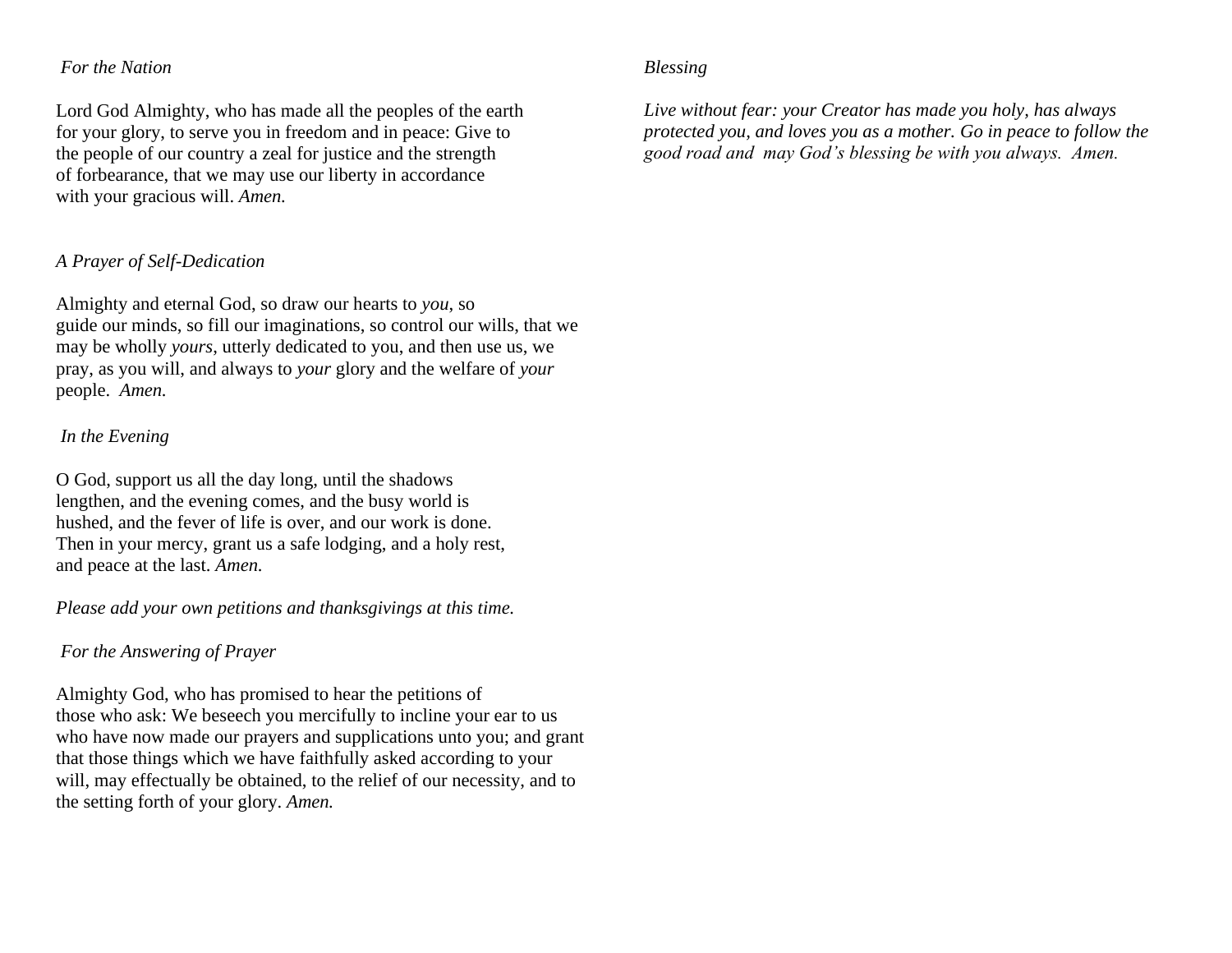*For the Nation*

Lord God Almighty, who has made all the peoples of the earth for your glory, to serve you in freedom and in peace: Give to the people of our country a zeal for justice and the strength of forbearance, that we may use our liberty in accordance with your gracious will. *Amen.*

*A Prayer of Self-Dedication*

Almighty and eternal God, so draw our hearts to *you*, so guide our minds, so fill our imaginations, so control our wills, that we may be wholly *yours*, utterly dedicated to you, and then use us, we pray, as you will, and always to *your* glory and the welfare of *your* people. *Amen.*

*In the Evening*

O God, support us all the day long, until the shadows lengthen, and the evening comes, and the busy world is hushed, and the fever of life is over, and our work is done. Then in your mercy, grant us a safe lodging, and a holy rest, and peace at the last. *Amen.*

*Please add your own petitions and thanksgivings at this time.*

*For the Answering of Prayer*

Almighty God, who has promised to hear the petitions of those who ask: We beseech you mercifully to incline your ear to us who have now made our prayers and supplications unto you; and grant that those things which we have faithfully asked according to your will, may effectually be obtained, to the relief of our necessity, and to the setting forth of your glory. *Amen.*

*Blessing*

*Live without fear: your Creator has made you holy, has always protected you, and loves you as a mother. Go in peace to follow the good road and may God's blessing be with you always. Amen.*